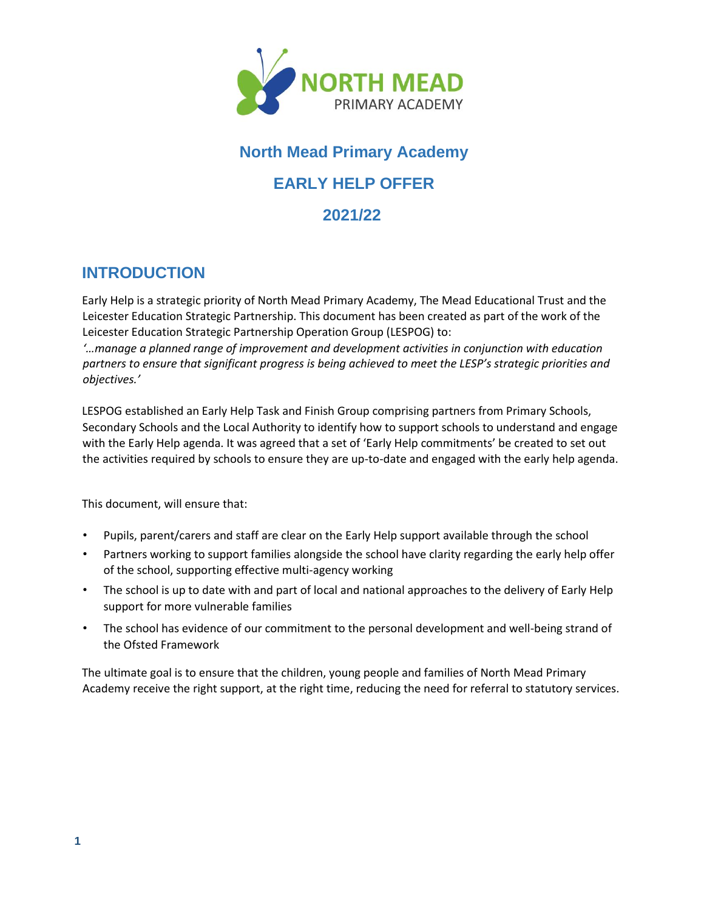# North Mead Primary Academy

## EARLY HELP OFFER

## 2021/22

## INTRODUCTION

Early Help is a strategic priority of North Mead Primary Academy, The Mead Educational Trust and the Leicester Education Strategic Partnership. This document has been created as part of the work of the Leicester Education Strategic Partnership Operation Group (LESPOG) to:

*'…manage a planned range of improvement and development activities in conjunction with education partners to ensure that significant progress is being achieved to meet the LESP's strategic priorities and objectives.'*

LESPOG established an Early Help Task and Finish Group comprising partners from Primary Schools, Secondary Schools and the Local Authority to identify how to support schools to understand and engage with the Early Help agenda. It was agreed that a set of 'Early Help commitments' be created to set out the activities required by schools to ensure they are up-to-date and engaged with the early help agenda.

This document, will ensure that:

- Pupils, parent/carers and staff are clear on the Early Help support available through the school
- Partners working to support families alongside the school have clarity regarding the early help offer of the school, supporting effective multi-agency working
- The school is up to date with and part of local and national approaches to the delivery of Early Help support for more vulnerable families
- The school has evidence of our commitment to the personal development and well-being strand of the Ofsted Framework

The ultimate goal is to ensure that the children, young people and families of North Mead Primary Academy receive the right support, at the right time, reducing the need for referral to statutory services.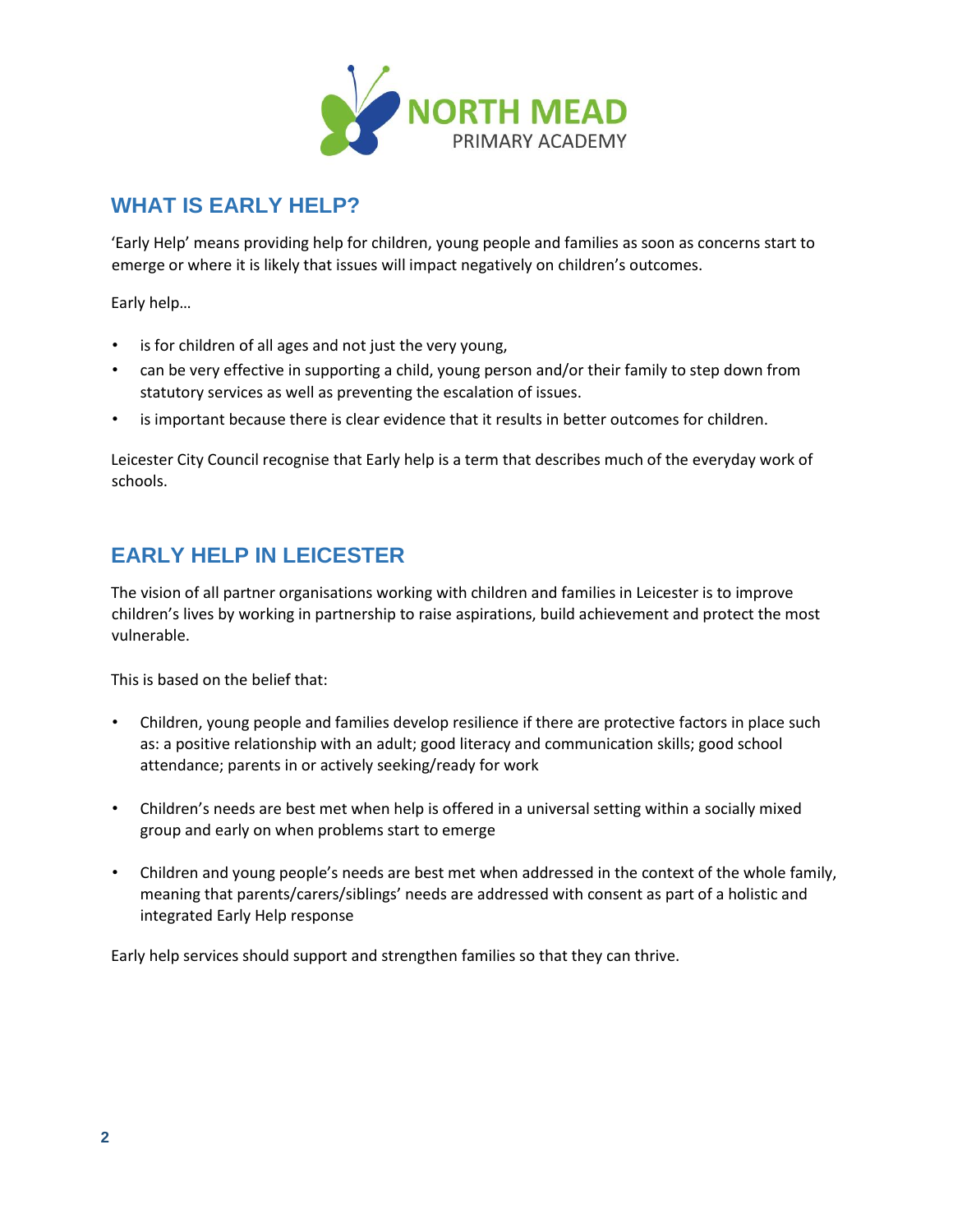## WHAT IS EARLY HELP?

'Early Help' means providing help for children, young people and families as soon as concerns start to emerge or where it is likely that issues will impact negatively on children's outcomes.

Early help…

- is for children of all ages and not just the very young,
- can be very effective in supporting a child, young person and/or their family to step down from statutory services as well as preventing the escalation of issues.
- is important because there is clear evidence that it results in better outcomes for children.

Leicester City Council recognise that Early help is a term that describes much of the everyday work of schools.

## EARLY HELP IN LEICESTER

The vision of all partner organisations working with children and families in Leicester is to improve children's lives by working in partnership to raise aspirations, build achievement and protect the most vulnerable.

This is based on the belief that:

- Children, young people and families develop resilience if there are protective factors in place such as: a positive relationship with an adult; good literacy and communication skills; good school attendance; parents in or actively seeking/ready for work

- Children's needs are best met when help is offered in a universal setting within a socially mixed group and early on when problems start to emerge

- Children and young people's needs are best met when addressed in the context of the whole family, meaning that parents/carers/siblings' needs are addressed with consent as part of a holistic and integrated Early Help response

Early help services should support and strengthen families so that they can thrive.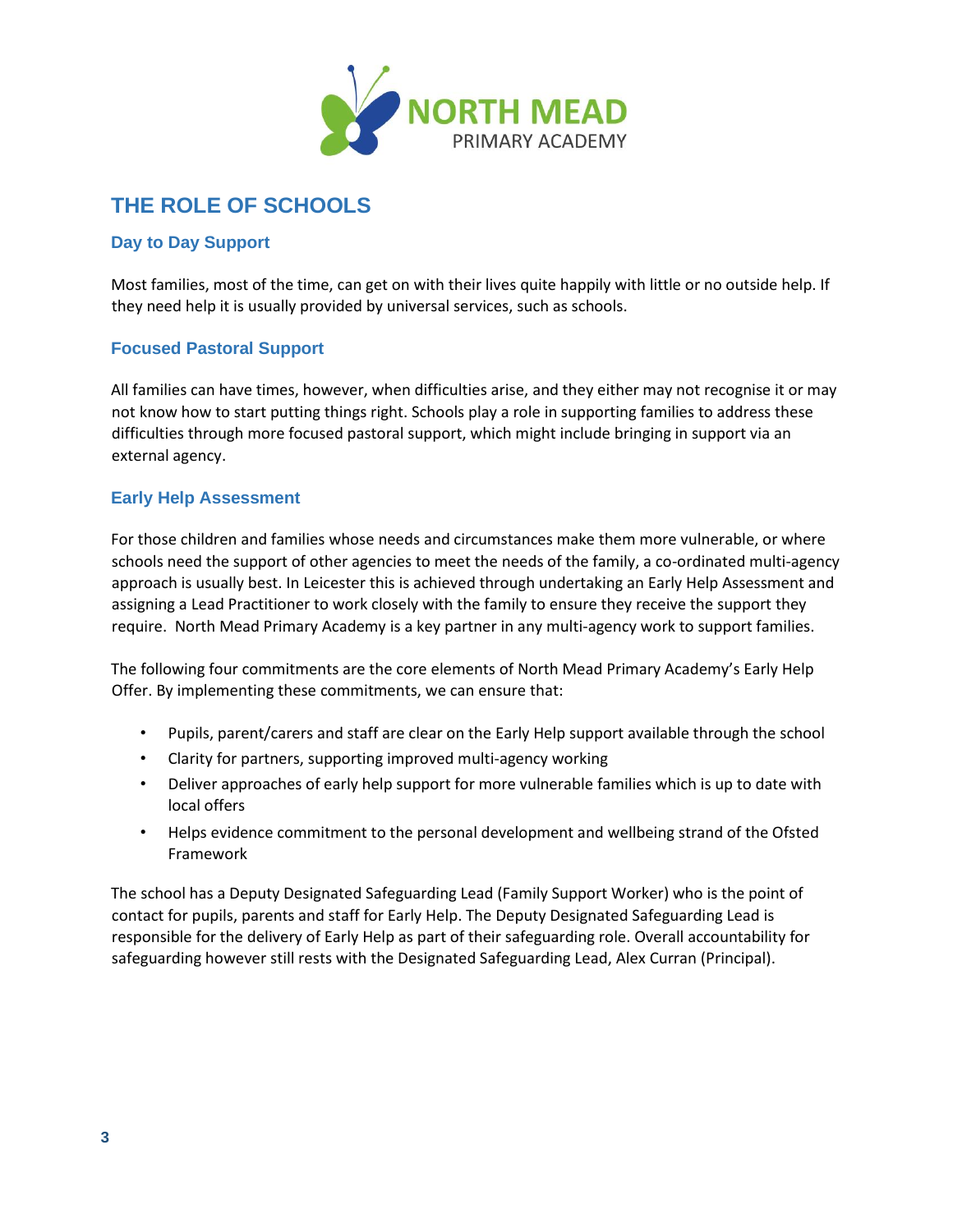## THE ROLE OF SCHOOLS

### Day to Day Support

Most families, most of the time, can get on with their lives quite happily with little or no outside help. If they need help it is usually provided by universal services, such as schools.

### Focused Pastoral Support

All families can have times, however, when difficulties arise, and they either may not recognise it or may not know how to start putting things right. Schools play a role in supporting families to address these difficulties through more focused pastoral support, which might include bringing in support via an external agency.

### Early Help Assessment

For those children and families whose needs and circumstances make them more vulnerable, or where schools need the support of other agencies to meet the needs of the family, a co-ordinated multi-agency approach is usually best. In Leicester this is achieved through undertaking an Early Help Assessment and assigning a Lead Practitioner to work closely with the family to ensure they receive the support they require. North Mead Primary Academy is a key partner in any multi-agency work to support families.

The following four commitments are the core elements of North Mead Primary Academy's Early Help Offer. By implementing these commitments, we can ensure that:

- Pupils, parent/carers and staff are clear on the Early Help support available through the school
- Clarity for partners, supporting improved multi-agency working
- Deliver approaches of early help support for more vulnerable families which is up to date with local offers
- Helps evidence commitment to the personal development and wellbeing strand of the Ofsted Framework

The school has a Deputy Designated Safeguarding Lead (Family Support Worker) who is the point of contact for pupils, parents and staff for Early Help. The Deputy Designated Safeguarding Lead is responsible for the delivery of Early Help as part of their safeguarding role. Overall accountability for safeguarding however still rests with the Designated Safeguarding Lead, Alex Curran (Principal).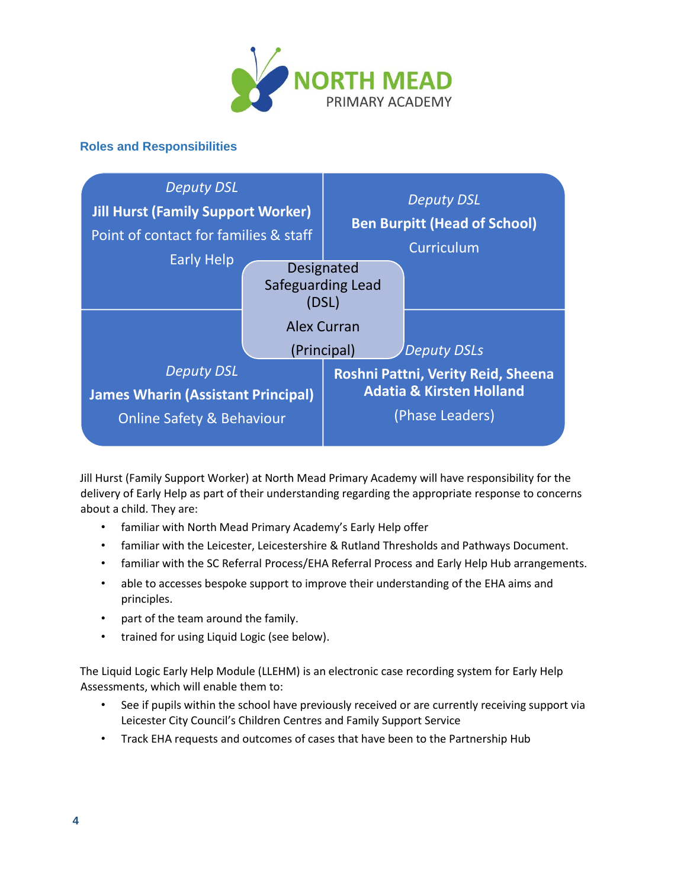NORTH MEAD
PRIMARY ACADEMY

## Roles and Responsibilities

*Deputy DSL*
**Jill Hurst (Family Support Worker)**
Point of contact for families & staff
Early Help

*Deputy DSL*
**Ben Burpitt (Head of School)**
Curriculum

Designated Safeguarding Lead (DSL)
Alex Curran
(Principal)

*Deputy DSL*
**James Wharin (Assistant Principal)**
Online Safety & Behaviour

*Deputy DSLs*
**Roshni Pattni, Verity Reid, Sheena Adatia & Kirsten Holland**
(Phase Leaders)

Jill Hurst (Family Support Worker) at North Mead Primary Academy will have responsibility for the delivery of Early Help as part of their understanding regarding the appropriate response to concerns about a child. They are:

- familiar with North Mead Primary Academy's Early Help offer
- familiar with the Leicester, Leicestershire & Rutland Thresholds and Pathways Document.
- familiar with the SC Referral Process/EHA Referral Process and Early Help Hub arrangements.
- able to accesses bespoke support to improve their understanding of the EHA aims and principles.
- part of the team around the family.
- trained for using Liquid Logic (see below).

The Liquid Logic Early Help Module (LLEHM) is an electronic case recording system for Early Help Assessments, which will enable them to:

- See if pupils within the school have previously received or are currently receiving support via Leicester City Council's Children Centres and Family Support Service
- Track EHA requests and outcomes of cases that have been to the Partnership Hub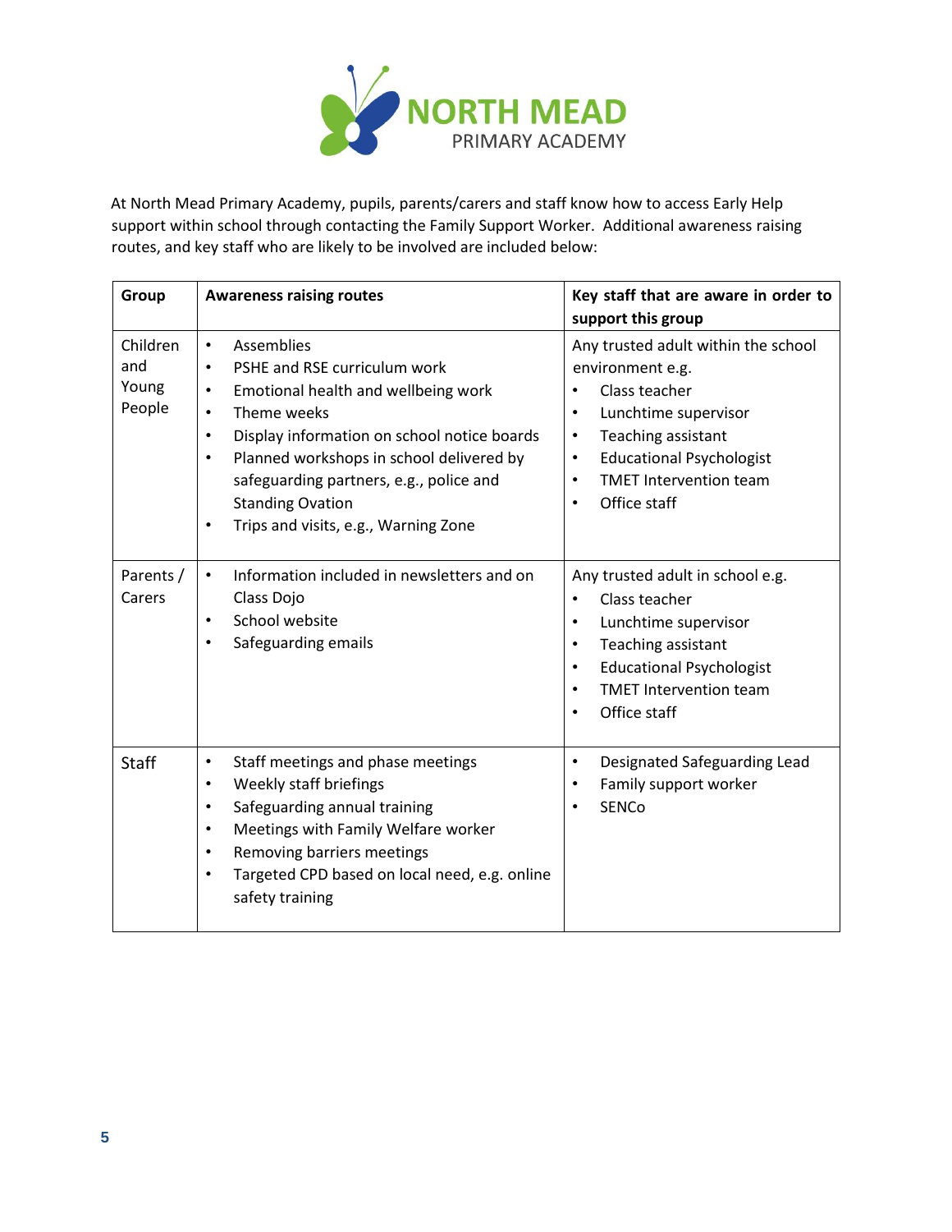NORTH MEAD
PRIMARY ACADEMY

At North Mead Primary Academy, pupils, parents/carers and staff know how to access Early Help support within school through contacting the Family Support Worker. Additional awareness raising routes, and key staff who are likely to be involved are included below:

| Group | Awareness raising routes | Key staff that are aware in order to support this group |
|---|---|---|
| Children and Young People | • Assemblies<br>• PSHE and RSE curriculum work<br>• Emotional health and wellbeing work<br>• Theme weeks<br>• Display information on school notice boards<br>• Planned workshops in school delivered by safeguarding partners, e.g., police and Standing Ovation<br>• Trips and visits, e.g., Warning Zone | Any trusted adult within the school environment e.g.<br>• Class teacher<br>• Lunchtime supervisor<br>• Teaching assistant<br>• Educational Psychologist<br>• TMET Intervention team<br>• Office staff |
| Parents / Carers | • Information included in newsletters and on Class Dojo<br>• School website<br>• Safeguarding emails | Any trusted adult in school e.g.<br>• Class teacher<br>• Lunchtime supervisor<br>• Teaching assistant<br>• Educational Psychologist<br>• TMET Intervention team<br>• Office staff |
| Staff | • Staff meetings and phase meetings<br>• Weekly staff briefings<br>• Safeguarding annual training<br>• Meetings with Family Welfare worker<br>• Removing barriers meetings<br>• Targeted CPD based on local need, e.g. online safety training | • Designated Safeguarding Lead<br>• Family support worker<br>• SENCo |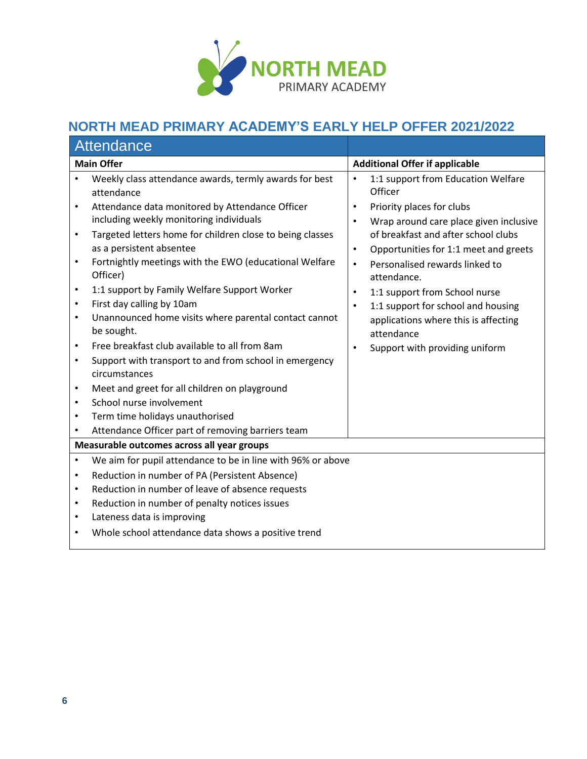# NORTH MEAD PRIMARY ACADEMY'S EARLY HELP OFFER 2021/2022

## Attendance

| Main Offer | Additional Offer if applicable |
| --- | --- |
| • Weekly class attendance awards, termly awards for best attendance<br>• Attendance data monitored by Attendance Officer including weekly monitoring individuals<br>• Targeted letters home for children close to being classes as a persistent absentee<br>• Fortnightly meetings with the EWO (educational Welfare Officer)<br>• 1:1 support by Family Welfare Support Worker<br>• First day calling by 10am<br>• Unannounced home visits where parental contact cannot be sought.<br>• Free breakfast club available to all from 8am<br>• Support with transport to and from school in emergency circumstances<br>• Meet and greet for all children on playground<br>• School nurse involvement<br>• Term time holidays unauthorised<br>• Attendance Officer part of removing barriers team | • 1:1 support from Education Welfare Officer<br>• Priority places for clubs<br>• Wrap around care place given inclusive of breakfast and after school clubs<br>• Opportunities for 1:1 meet and greets<br>• Personalised rewards linked to attendance.<br>• 1:1 support from School nurse<br>• 1:1 support for school and housing applications where this is affecting attendance<br>• Support with providing uniform |

**Measurable outcomes across all year groups**

- We aim for pupil attendance to be in line with 96% or above
- Reduction in number of PA (Persistent Absence)
- Reduction in number of leave of absence requests
- Reduction in number of penalty notices issues
- Lateness data is improving
- Whole school attendance data shows a positive trend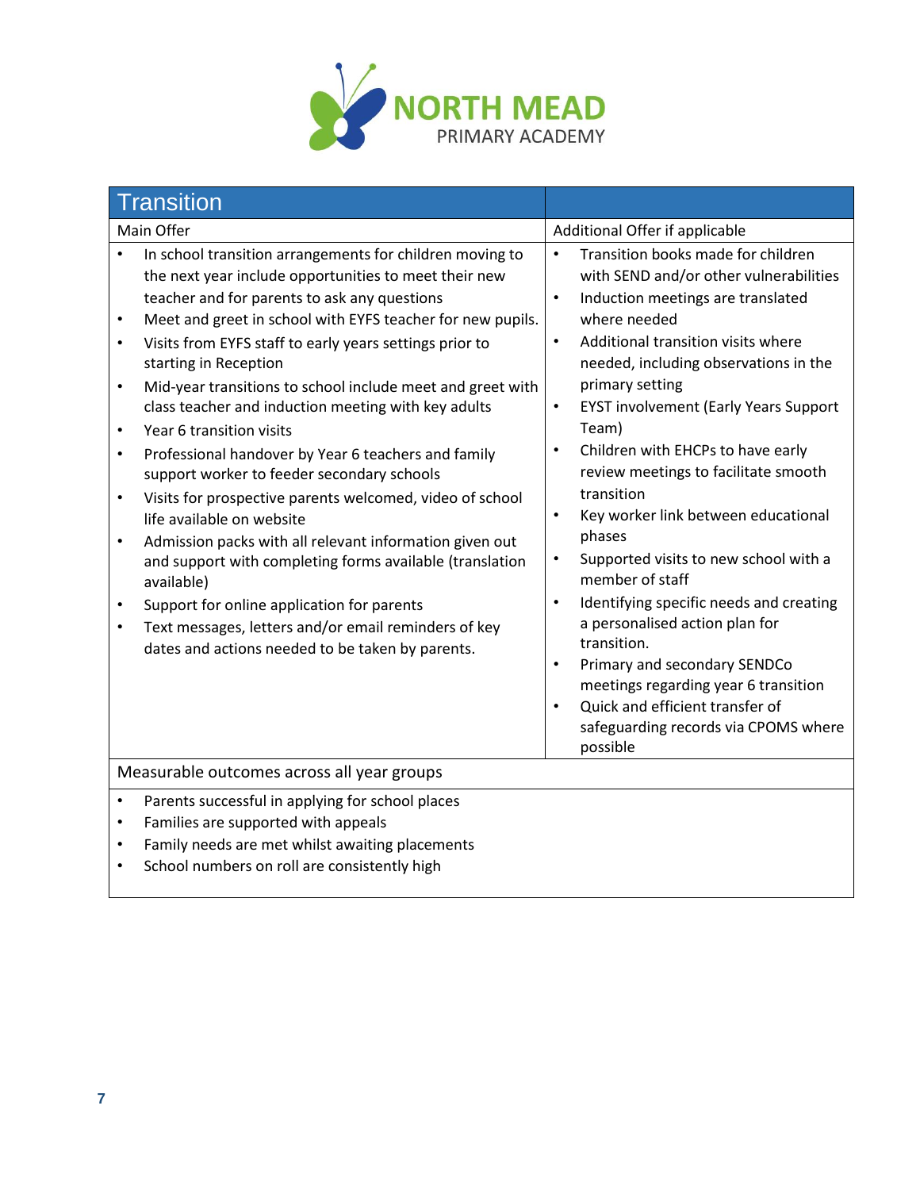# Transition

| Main Offer | Additional Offer if applicable |
|---|---|
| • In school transition arrangements for children moving to the next year include opportunities to meet their new teacher and for parents to ask any questions<br>• Meet and greet in school with EYFS teacher for new pupils.<br>• Visits from EYFS staff to early years settings prior to starting in Reception<br>• Mid-year transitions to school include meet and greet with class teacher and induction meeting with key adults<br>• Year 6 transition visits<br>• Professional handover by Year 6 teachers and family support worker to feeder secondary schools<br>• Visits for prospective parents welcomed, video of school life available on website<br>• Admission packs with all relevant information given out and support with completing forms available (translation available)<br>• Support for online application for parents<br>• Text messages, letters and/or email reminders of key dates and actions needed to be taken by parents. | • Transition books made for children with SEND and/or other vulnerabilities<br>• Induction meetings are translated where needed<br>• Additional transition visits where needed, including observations in the primary setting<br>• EYST involvement (Early Years Support Team)<br>• Children with EHCPs to have early review meetings to facilitate smooth transition<br>• Key worker link between educational phases<br>• Supported visits to new school with a member of staff<br>• Identifying specific needs and creating a personalised action plan for transition.<br>• Primary and secondary SENDCo meetings regarding year 6 transition<br>• Quick and efficient transfer of safeguarding records via CPOMS where possible |

**Measurable outcomes across all year groups**

- Parents successful in applying for school places
- Families are supported with appeals
- Family needs are met whilst awaiting placements
- School numbers on roll are consistently high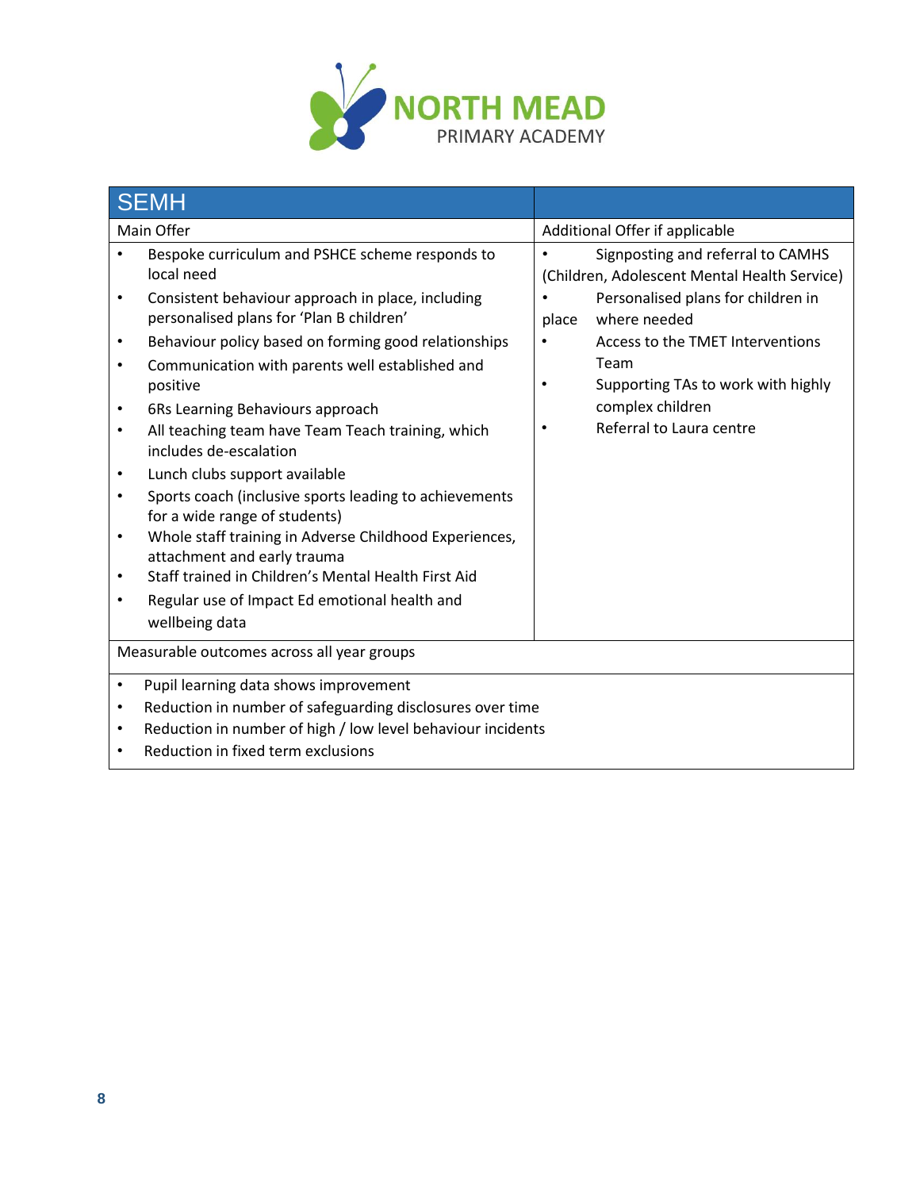NORTH MEAD PRIMARY ACADEMY

| SEMH | |
|---|---|
| Main Offer | Additional Offer if applicable |
| • Bespoke curriculum and PSHCE scheme responds to local need<br>• Consistent behaviour approach in place, including personalised plans for 'Plan B children'<br>• Behaviour policy based on forming good relationships<br>• Communication with parents well established and positive<br>• 6Rs Learning Behaviours approach<br>• All teaching team have Team Teach training, which includes de-escalation<br>• Lunch clubs support available<br>• Sports coach (inclusive sports leading to achievements for a wide range of students)<br>• Whole staff training in Adverse Childhood Experiences, attachment and early trauma<br>• Staff trained in Children's Mental Health First Aid<br>• Regular use of Impact Ed emotional health and wellbeing data | • Signposting and referral to CAMHS (Children, Adolescent Mental Health Service)<br>• Personalised plans for children in place where needed<br>• Access to the TMET Interventions Team<br>• Supporting TAs to work with highly complex children<br>• Referral to Laura centre |
| Measurable outcomes across all year groups | |
| • Pupil learning data shows improvement<br>• Reduction in number of safeguarding disclosures over time<br>• Reduction in number of high / low level behaviour incidents<br>• Reduction in fixed term exclusions | |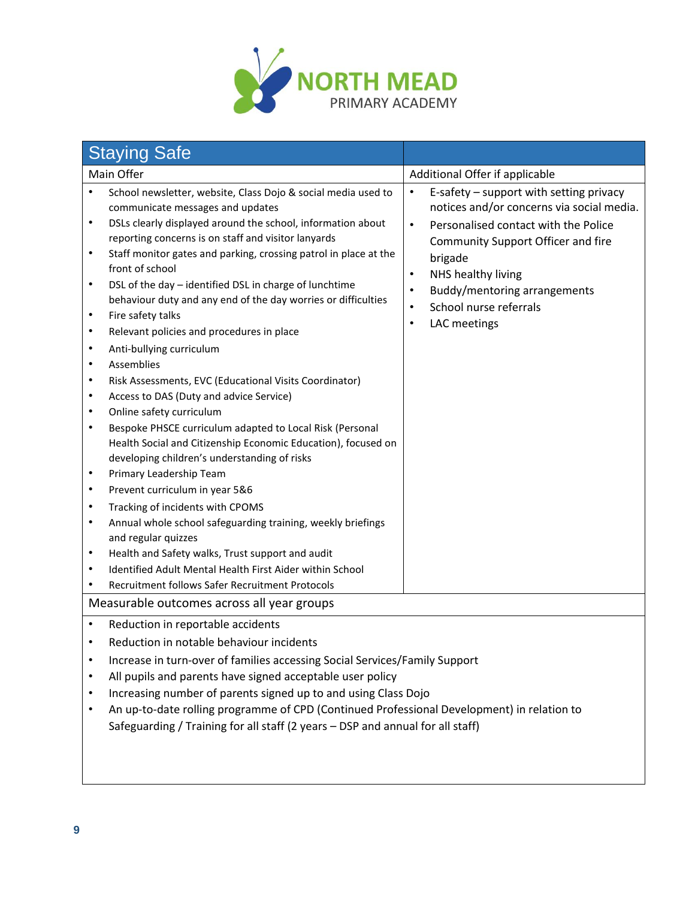# Staying Safe

| Main Offer | Additional Offer if applicable |
|---|---|
| • School newsletter, website, Class Dojo & social media used to communicate messages and updates<br>• DSLs clearly displayed around the school, information about reporting concerns is on staff and visitor lanyards<br>• Staff monitor gates and parking, crossing patrol in place at the front of school<br>• DSL of the day – identified DSL in charge of lunchtime behaviour duty and any end of the day worries or difficulties<br>• Fire safety talks<br>• Relevant policies and procedures in place<br>• Anti-bullying curriculum<br>• Assemblies<br>• Risk Assessments, EVC (Educational Visits Coordinator)<br>• Access to DAS (Duty and advice Service)<br>• Online safety curriculum<br>• Bespoke PHSCE curriculum adapted to Local Risk (Personal Health Social and Citizenship Economic Education), focused on developing children's understanding of risks<br>• Primary Leadership Team<br>• Prevent curriculum in year 5&6<br>• Tracking of incidents with CPOMS<br>• Annual whole school safeguarding training, weekly briefings and regular quizzes<br>• Health and Safety walks, Trust support and audit<br>• Identified Adult Mental Health First Aider within School<br>• Recruitment follows Safer Recruitment Protocols | • E-safety – support with setting privacy notices and/or concerns via social media.<br>• Personalised contact with the Police Community Support Officer and fire brigade<br>• NHS healthy living<br>• Buddy/mentoring arrangements<br>• School nurse referrals<br>• LAC meetings |

## Measurable outcomes across all year groups

- Reduction in reportable accidents
- Reduction in notable behaviour incidents
- Increase in turn-over of families accessing Social Services/Family Support
- All pupils and parents have signed acceptable user policy
- Increasing number of parents signed up to and using Class Dojo
- An up-to-date rolling programme of CPD (Continued Professional Development) in relation to Safeguarding / Training for all staff (2 years – DSP and annual for all staff)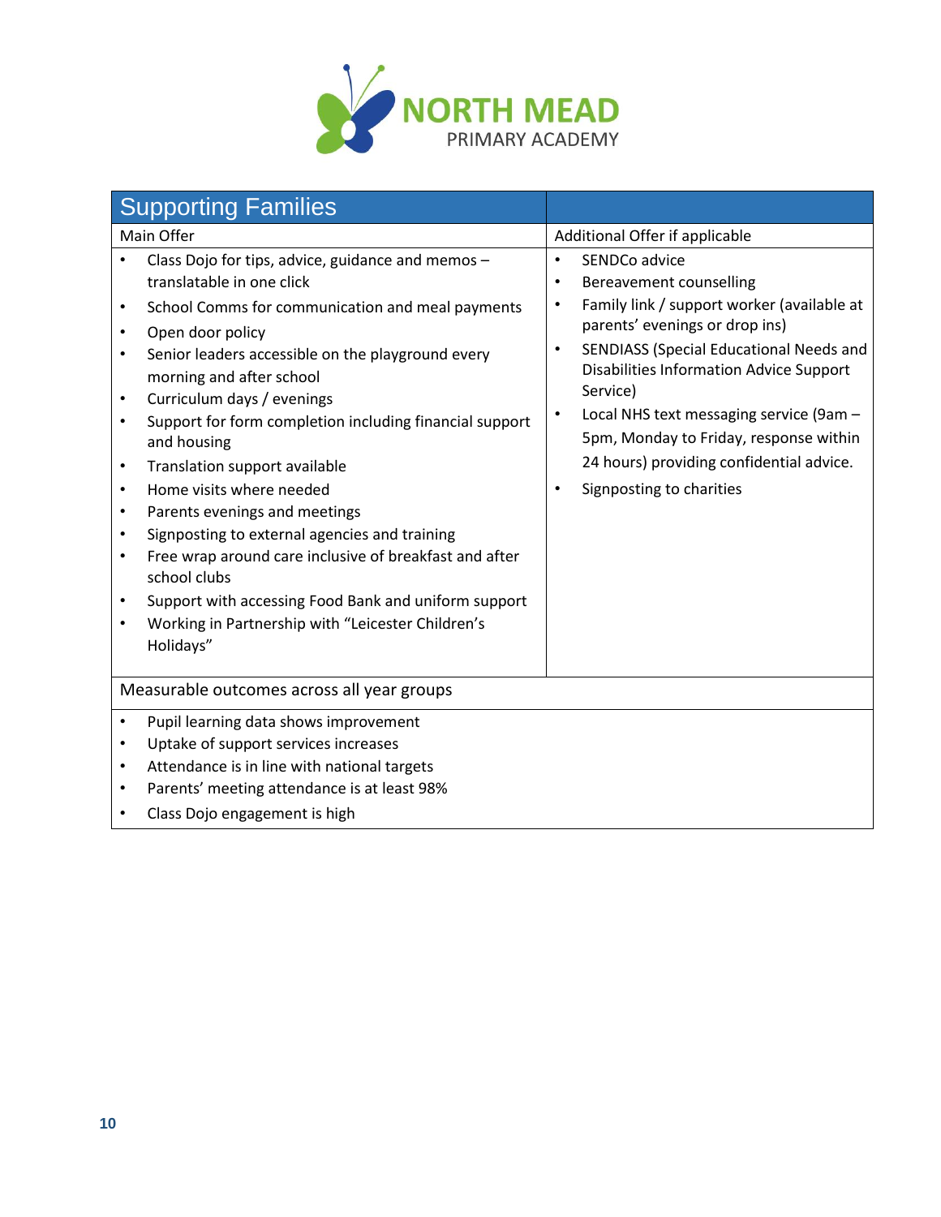NORTH MEAD
PRIMARY ACADEMY

## Supporting Families

| Main Offer | Additional Offer if applicable |
|---|---|
| • Class Dojo for tips, advice, guidance and memos – translatable in one click<br>• School Comms for communication and meal payments<br>• Open door policy<br>• Senior leaders accessible on the playground every morning and after school<br>• Curriculum days / evenings<br>• Support for form completion including financial support and housing<br>• Translation support available<br>• Home visits where needed<br>• Parents evenings and meetings<br>• Signposting to external agencies and training<br>• Free wrap around care inclusive of breakfast and after school clubs<br>• Support with accessing Food Bank and uniform support<br>• Working in Partnership with "Leicester Children's Holidays" | • SENDCo advice<br>• Bereavement counselling<br>• Family link / support worker (available at parents' evenings or drop ins)<br>• SENDIASS (Special Educational Needs and Disabilities Information Advice Support Service)<br>• Local NHS text messaging service (9am – 5pm, Monday to Friday, response within 24 hours) providing confidential advice.<br>• Signposting to charities |

**Measurable outcomes across all year groups**

- Pupil learning data shows improvement
- Uptake of support services increases
- Attendance is in line with national targets
- Parents' meeting attendance is at least 98%
- Class Dojo engagement is high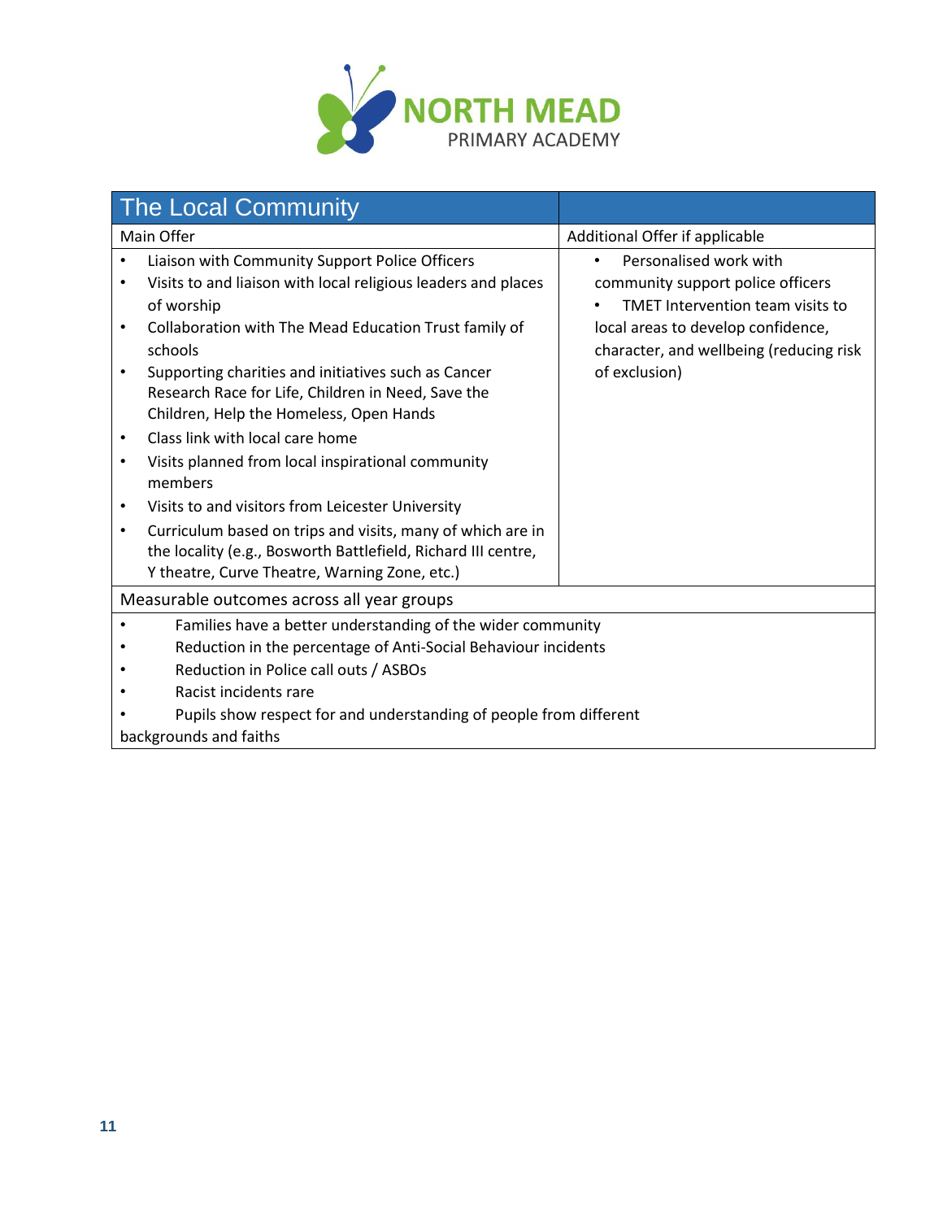NORTH MEAD
PRIMARY ACADEMY

| The Local Community | |
|---|---|
| Main Offer | Additional Offer if applicable |
| • Liaison with Community Support Police Officers<br>• Visits to and liaison with local religious leaders and places of worship<br>• Collaboration with The Mead Education Trust family of schools<br>• Supporting charities and initiatives such as Cancer Research Race for Life, Children in Need, Save the Children, Help the Homeless, Open Hands<br>• Class link with local care home<br>• Visits planned from local inspirational community members<br>• Visits to and visitors from Leicester University<br>• Curriculum based on trips and visits, many of which are in the locality (e.g., Bosworth Battlefield, Richard III centre, Y theatre, Curve Theatre, Warning Zone, etc.) | • Personalised work with community support police officers<br>• TMET Intervention team visits to local areas to develop confidence, character, and wellbeing (reducing risk of exclusion) |
| Measurable outcomes across all year groups | |
| • Families have a better understanding of the wider community<br>• Reduction in the percentage of Anti-Social Behaviour incidents<br>• Reduction in Police call outs / ASBOs<br>• Racist incidents rare<br>• Pupils show respect for and understanding of people from different backgrounds and faiths | |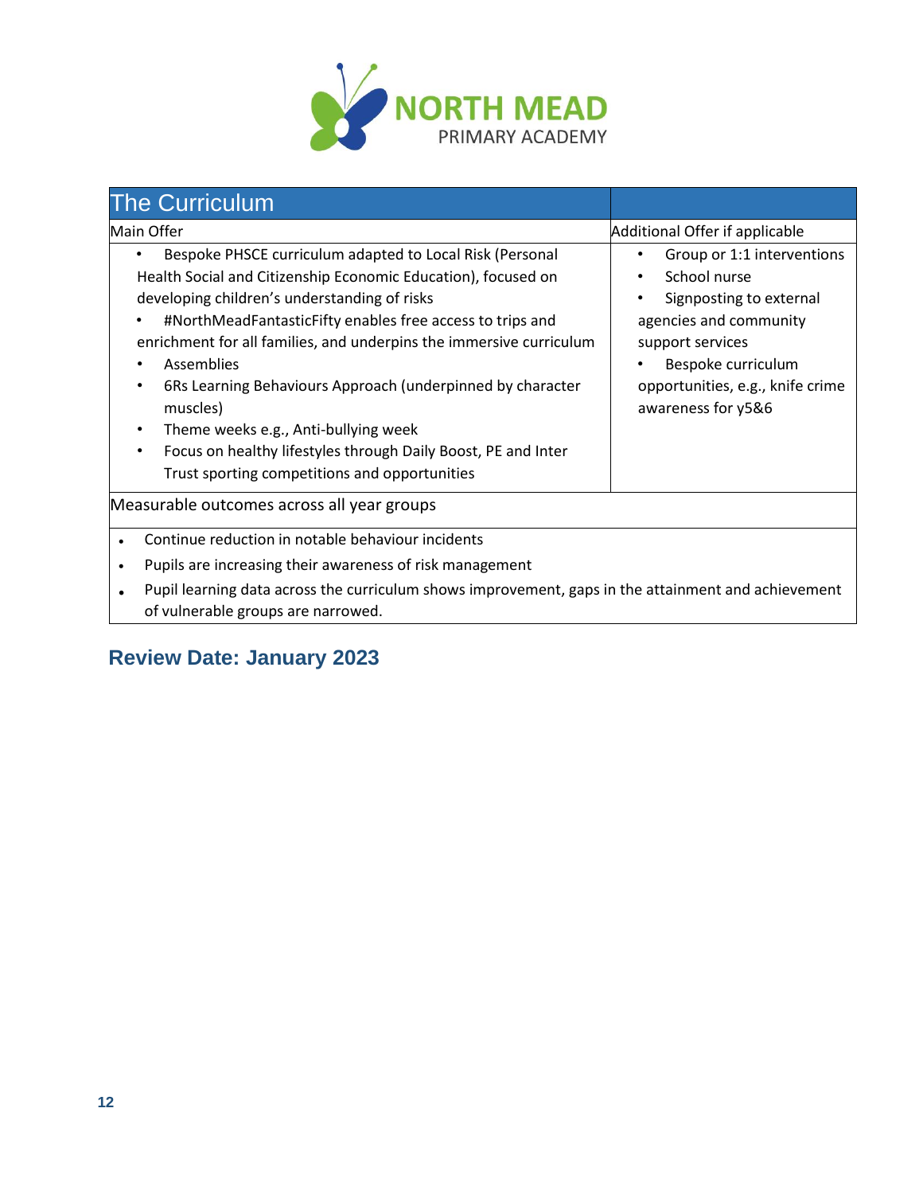NORTH MEAD
PRIMARY ACADEMY

| The Curriculum | |
|---|---|
| Main Offer | Additional Offer if applicable |
| • Bespoke PHSCE curriculum adapted to Local Risk (Personal Health Social and Citizenship Economic Education), focused on developing children's understanding of risks<br>• #NorthMeadFantasticFifty enables free access to trips and enrichment for all families, and underpins the immersive curriculum<br>• Assemblies<br>• 6Rs Learning Behaviours Approach (underpinned by character muscles)<br>• Theme weeks e.g., Anti-bullying week<br>• Focus on healthy lifestyles through Daily Boost, PE and Inter Trust sporting competitions and opportunities | • Group or 1:1 interventions<br>• School nurse<br>• Signposting to external agencies and community support services<br>• Bespoke curriculum opportunities, e.g., knife crime awareness for y5&6 |
| Measurable outcomes across all year groups | |
| • Continue reduction in notable behaviour incidents<br>• Pupils are increasing their awareness of risk management<br>• Pupil learning data across the curriculum shows improvement, gaps in the attainment and achievement of vulnerable groups are narrowed. | |

## Review Date: January 2023